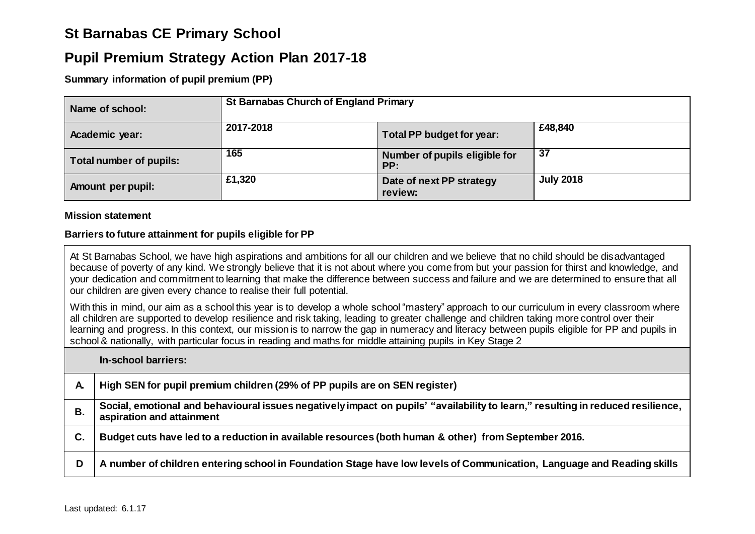# St Barnabas CE Primary School

## Pupil Premium Strategy Action Plan 2017-18

**Summary information of pupil premium (PP)**

| **Name of school:** | **St Barnabas Church of England Primary** | | |
|---|---|---|---|
| **Academic year:** | **2017-2018** | **Total PP budget for year:** | **£48,840** |
| **Total number of pupils:** | **165** | **Number of pupils eligible for PP:** | **37** |
| **Amount per pupil:** | **£1,320** | **Date of next PP strategy review:** | **July 2018** |

**Mission statement**

**Barriers to future attainment for pupils eligible for PP**

At St Barnabas School, we have high aspirations and ambitions for all our children and we believe that no child should be disadvantaged because of poverty of any kind. We strongly believe that it is not about where you come from but your passion for thirst and knowledge, and your dedication and commitment to learning that make the difference between success and failure and we are determined to ensure that all our children are given every chance to realise their full potential.

With this in mind, our aim as a school this year is to develop a whole school "mastery" approach to our curriculum in every classroom where all children are supported to develop resilience and risk taking, leading to greater challenge and children taking more control over their learning and progress. In this context, our mission is to narrow the gap in numeracy and literacy between pupils eligible for PP and pupils in school & nationally, with particular focus in reading and maths for middle attaining pupils in Key Stage 2

| | **In-school barriers:** |
|---|---|
| **A.** | **High SEN for pupil premium children (29% of PP pupils are on SEN register)** |
| **B.** | **Social, emotional and behavioural issues negatively impact on pupils' "availability to learn," resulting in reduced resilience, aspiration and attainment** |
| **C.** | **Budget cuts have led to a reduction in available resources (both human & other) from September 2016.** |
| **D** | **A number of children entering school in Foundation Stage have low levels of Communication, Language and Reading skills** |

Last updated: 6.1.17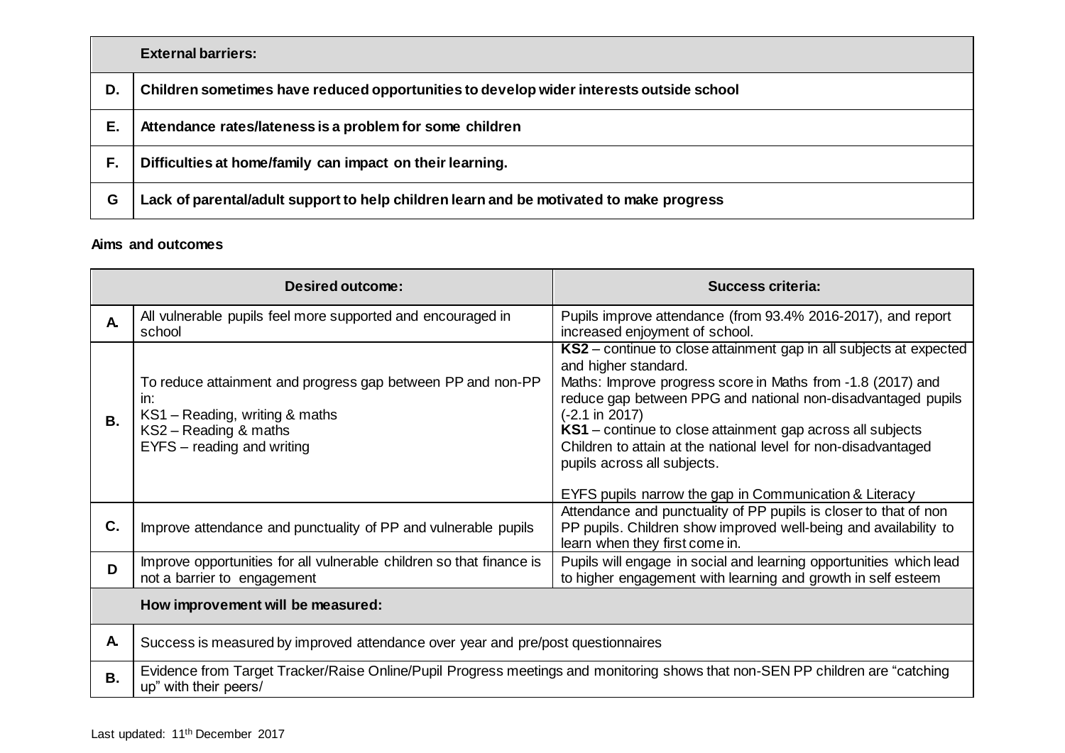| | **External barriers:** |
|---|---|
| **D.** | **Children sometimes have reduced opportunities to develop wider interests outside school** |
| **E.** | **Attendance rates/lateness is a problem for some children** |
| **F.** | **Difficulties at home/family can impact on their learning.** |
| **G** | **Lack of parental/adult support to help children learn and be motivated to make progress** |

**Aims and outcomes**

| | **Desired outcome:** | **Success criteria:** |
|---|---|---|
| **A.** | All vulnerable pupils feel more supported and encouraged in school | Pupils improve attendance (from 93.4% 2016-2017), and report increased enjoyment of school. |
| **B.** | To reduce attainment and progress gap between PP and non-PP in:<br>KS1 – Reading, writing & maths<br>KS2 – Reading & maths<br>EYFS – reading and writing | **KS2** – continue to close attainment gap in all subjects at expected and higher standard.<br>Maths: Improve progress score in Maths from -1.8 (2017) and reduce gap between PPG and national non-disadvantaged pupils (-2.1 in 2017)<br>**KS1** – continue to close attainment gap across all subjects Children to attain at the national level for non-disadvantaged pupils across all subjects.<br><br>EYFS pupils narrow the gap in Communication & Literacy |
| **C.** | Improve attendance and punctuality of PP and vulnerable pupils | Attendance and punctuality of PP pupils is closer to that of non PP pupils. Children show improved well-being and availability to learn when they first come in. |
| **D** | Improve opportunities for all vulnerable children so that finance is not a barrier to engagement | Pupils will engage in social and learning opportunities which lead to higher engagement with learning and growth in self esteem |

| | **How improvement will be measured:** |
|---|---|
| **A.** | Success is measured by improved attendance over year and pre/post questionnaires |
| **B.** | Evidence from Target Tracker/Raise Online/Pupil Progress meetings and monitoring shows that non-SEN PP children are "catching up" with their peers/ |

Last updated: 11th December 2017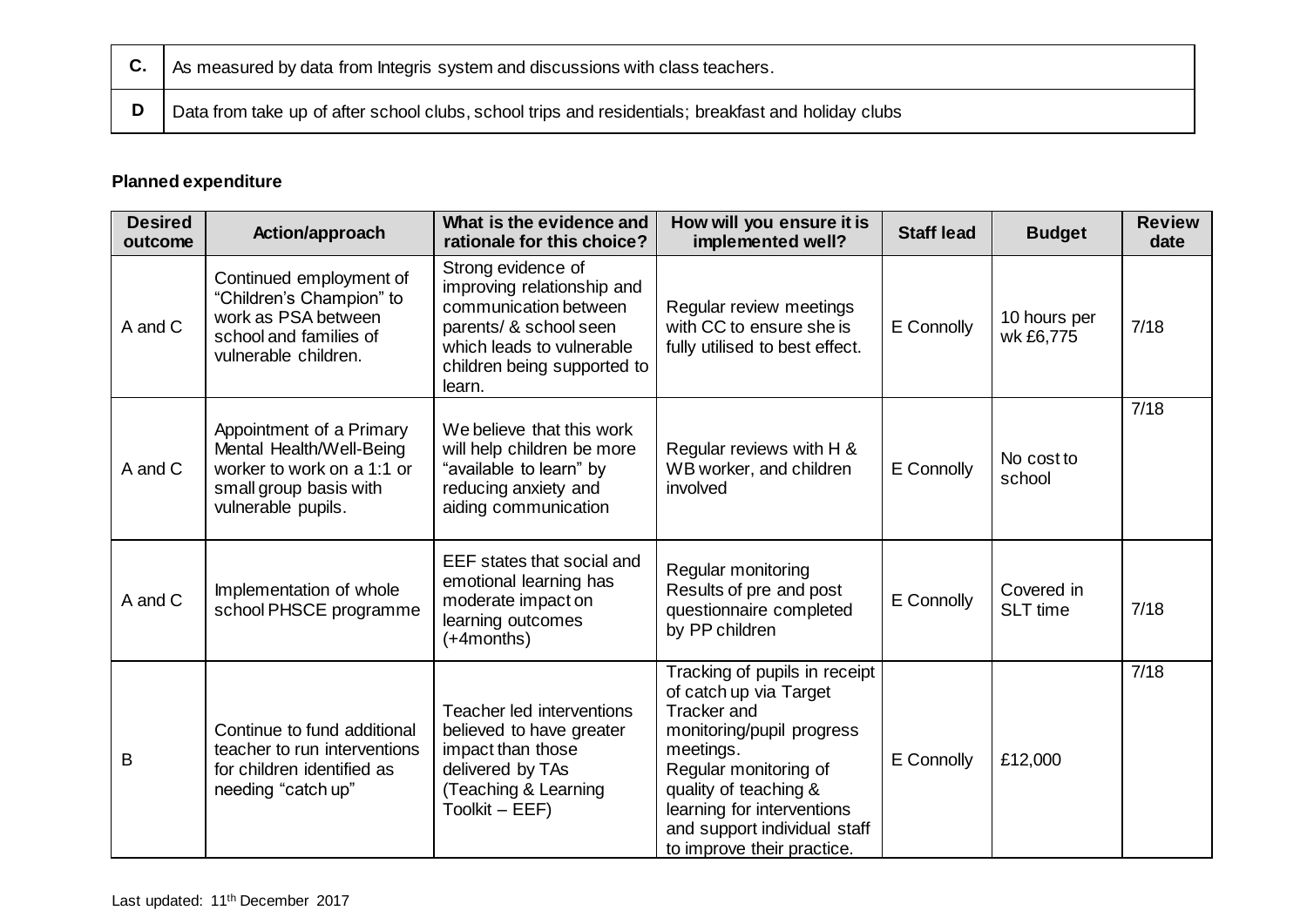| C. | As measured by data from Integris system and discussions with class teachers. |
|---|---|
| D | Data from take up of after school clubs, school trips and residentials; breakfast and holiday clubs |

**Planned expenditure**

| Desired outcome | Action/approach | What is the evidence and rationale for this choice? | How will you ensure it is implemented well? | Staff lead | Budget | Review date |
|---|---|---|---|---|---|---|
| A and C | Continued employment of "Children's Champion" to work as PSA between school and families of vulnerable children. | Strong evidence of improving relationship and communication between parents/ & school seen which leads to vulnerable children being supported to learn. | Regular review meetings with CC to ensure she is fully utilised to best effect. | E Connolly | 10 hours per wk £6,775 | 7/18 |
| A and C | Appointment of a Primary Mental Health/Well-Being worker to work on a 1:1 or small group basis with vulnerable pupils. | We believe that this work will help children be more "available to learn" by reducing anxiety and aiding communication | Regular reviews with H & WB worker, and children involved | E Connolly | No cost to school | 7/18 |
| A and C | Implementation of whole school PHSCE programme | EEF states that social and emotional learning has moderate impact on learning outcomes (+4months) | Regular monitoring Results of pre and post questionnaire completed by PP children | E Connolly | Covered in SLT time | 7/18 |
| B | Continue to fund additional teacher to run interventions for children identified as needing "catch up" | Teacher led interventions believed to have greater impact than those delivered by TAs (Teaching & Learning Toolkit – EEF) | Tracking of pupils in receipt of catch up via Target Tracker and monitoring/pupil progress meetings. Regular monitoring of quality of teaching & learning for interventions and support individual staff to improve their practice. | E Connolly | £12,000 | 7/18 |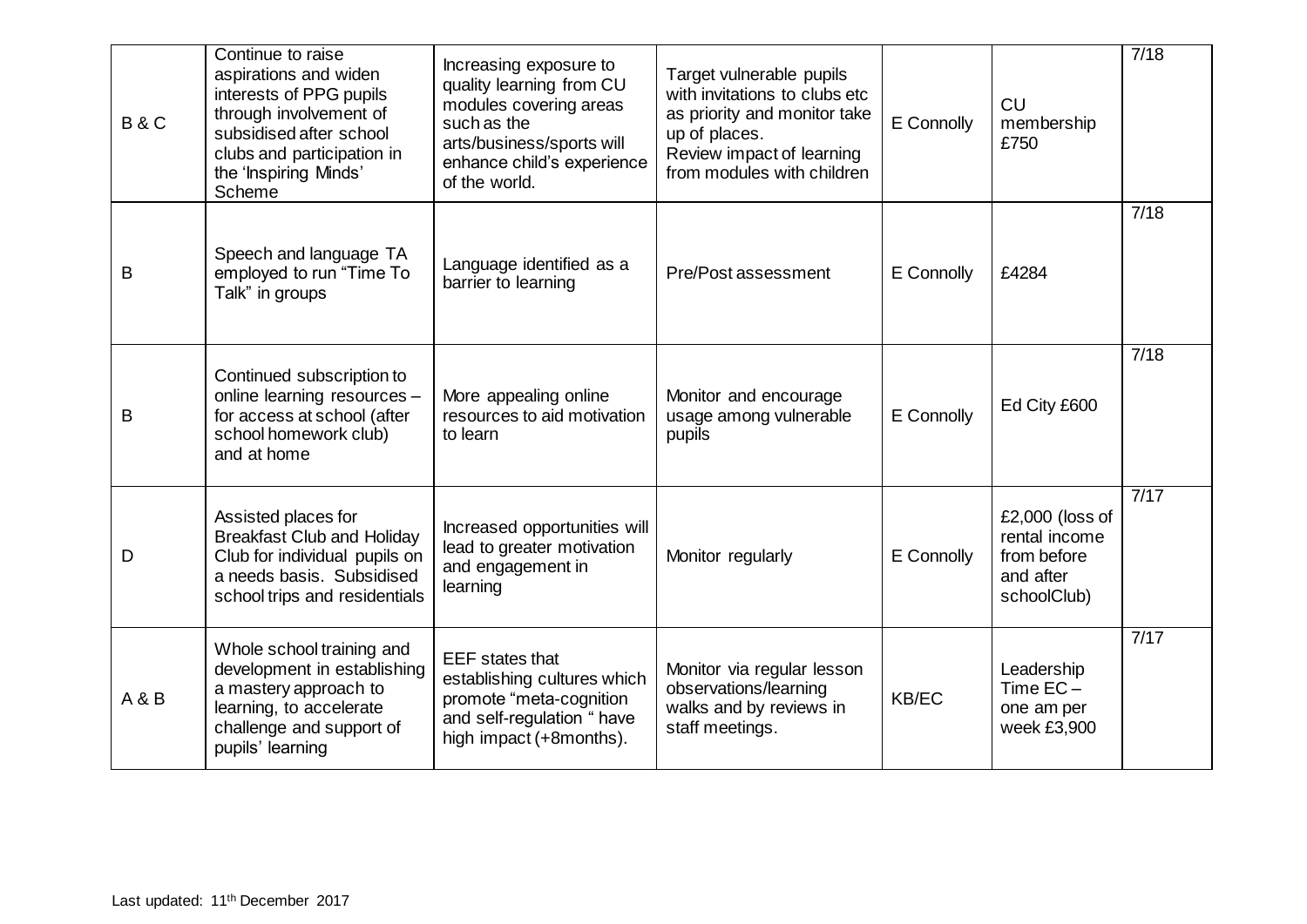| | | | | | | |
|---|---|---|---|---|---|---|
| B & C | Continue to raise aspirations and widen interests of PPG pupils through involvement of subsidised after school clubs and participation in the 'Inspiring Minds' Scheme | Increasing exposure to quality learning from CU modules covering areas such as the arts/business/sports will enhance child's experience of the world. | Target vulnerable pupils with invitations to clubs etc as priority and monitor take up of places. Review impact of learning from modules with children | E Connolly | CU membership £750 | 7/18 |
| B | Speech and language TA employed to run "Time To Talk" in groups | Language identified as a barrier to learning | Pre/Post assessment | E Connolly | £4284 | 7/18 |
| B | Continued subscription to online learning resources – for access at school (after school homework club) and at home | More appealing online resources to aid motivation to learn | Monitor and encourage usage among vulnerable pupils | E Connolly | Ed City £600 | 7/18 |
| D | Assisted places for Breakfast Club and Holiday Club for individual pupils on a needs basis. Subsidised school trips and residentials | Increased opportunities will lead to greater motivation and engagement in learning | Monitor regularly | E Connolly | £2,000 (loss of rental income from before and after schoolClub) | 7/17 |
| A & B | Whole school training and development in establishing a mastery approach to learning, to accelerate challenge and support of pupils' learning | EEF states that establishing cultures which promote "meta-cognition and self-regulation " have high impact (+8months). | Monitor via regular lesson observations/learning walks and by reviews in staff meetings. | KB/EC | Leadership Time EC – one am per week £3,900 | 7/17 |

Last updated: 11th December 2017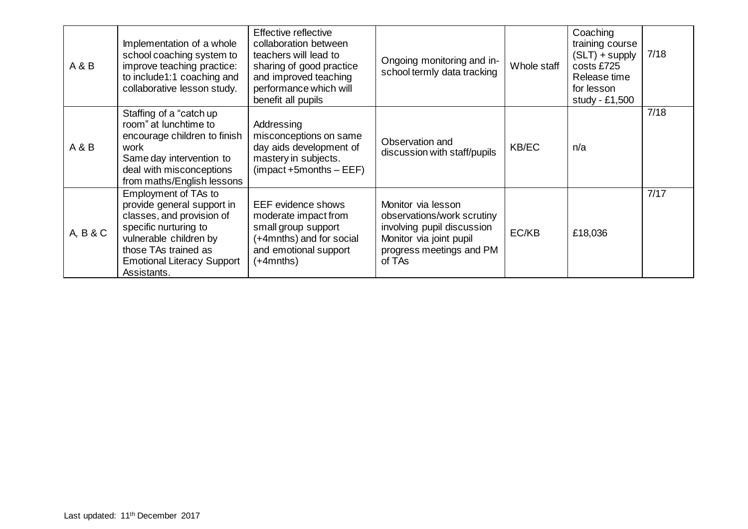| | | | | | | |
|---|---|---|---|---|---|---|
| A & B | Implementation of a whole school coaching system to improve teaching practice: to include1:1 coaching and collaborative lesson study. | Effective reflective collaboration between teachers will lead to sharing of good practice and improved teaching performance which will benefit all pupils | Ongoing monitoring and in-school termly data tracking | Whole staff | Coaching training course (SLT) + supply costs £725 Release time for lesson study - £1,500 | 7/18 |
| A & B | Staffing of a "catch up room" at lunchtime to encourage children to finish work<br>Same day intervention to deal with misconceptions from maths/English lessons | Addressing misconceptions on same day aids development of mastery in subjects. (impact +5months – EEF) | Observation and discussion with staff/pupils | KB/EC | n/a | 7/18 |
| A, B & C | Employment of TAs to provide general support in classes, and provision of specific nurturing to vulnerable children by those TAs trained as Emotional Literacy Support Assistants. | EEF evidence shows moderate impact from small group support (+4mnths) and for social and emotional support (+4mnths) | Monitor via lesson observations/work scrutiny involving pupil discussion<br>Monitor via joint pupil progress meetings and PM of TAs | EC/KB | £18,036 | 7/17 |

Last updated: 11th December 2017